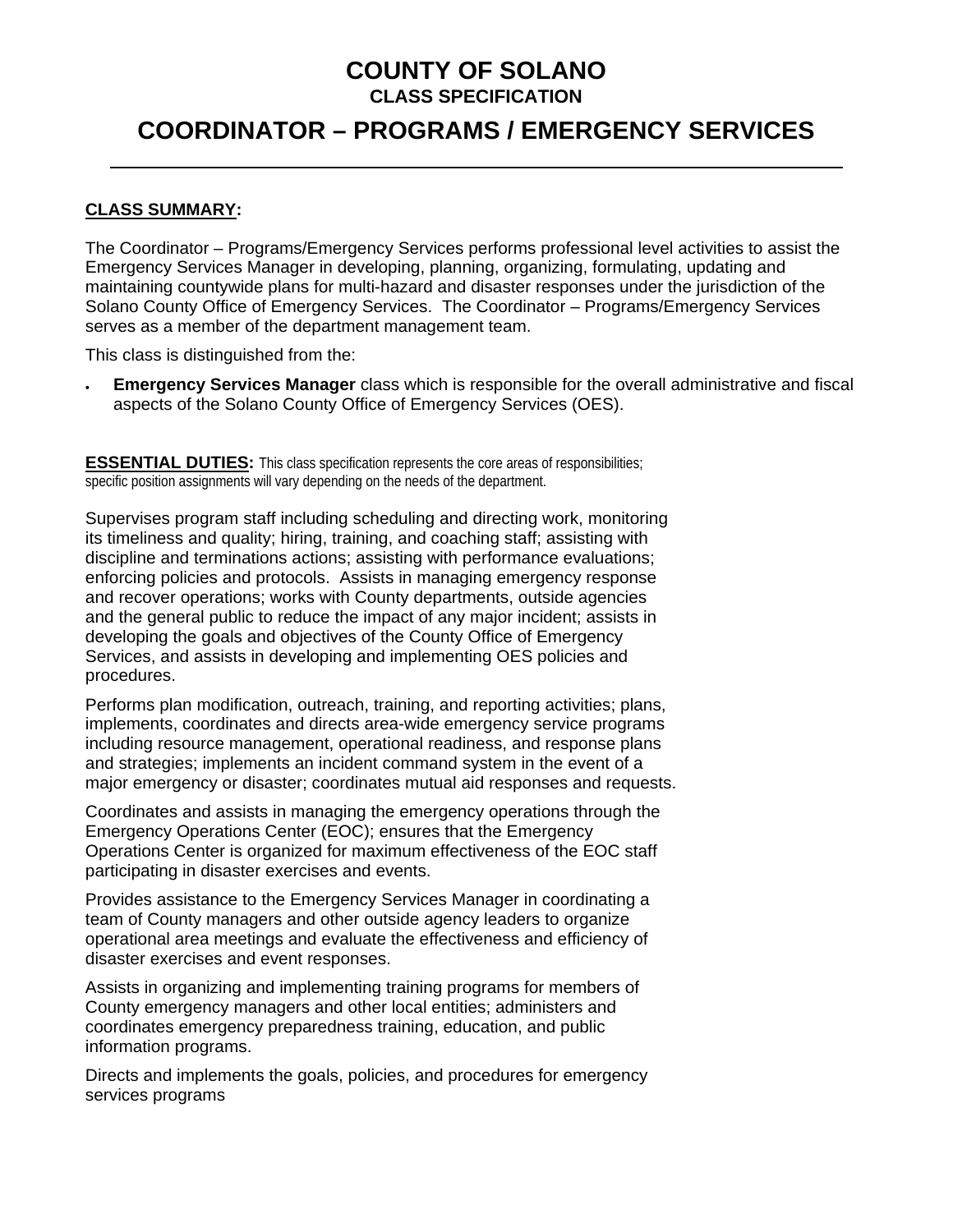# COUNTY OF SOLANO

## CLASS SPECIFICATION

# COORDINATOR – PROGRAMS / EMERGENCY SERVICES

---

**CLASS SUMMARY:**

The Coordinator – Programs/Emergency Services performs professional level activities to assist the Emergency Services Manager in developing, planning, organizing, formulating, updating and maintaining countywide plans for multi-hazard and disaster responses under the jurisdiction of the Solano County Office of Emergency Services. The Coordinator – Programs/Emergency Services serves as a member of the department management team.

This class is distinguished from the:

- **Emergency Services Manager** class which is responsible for the overall administrative and fiscal aspects of the Solano County Office of Emergency Services (OES).

**ESSENTIAL DUTIES:** This class specification represents the core areas of responsibilities; specific position assignments will vary depending on the needs of the department.

Supervises program staff including scheduling and directing work, monitoring its timeliness and quality; hiring, training, and coaching staff; assisting with discipline and terminations actions; assisting with performance evaluations; enforcing policies and protocols. Assists in managing emergency response and recover operations; works with County departments, outside agencies and the general public to reduce the impact of any major incident; assists in developing the goals and objectives of the County Office of Emergency Services, and assists in developing and implementing OES policies and procedures.

Performs plan modification, outreach, training, and reporting activities; plans, implements, coordinates and directs area-wide emergency service programs including resource management, operational readiness, and response plans and strategies; implements an incident command system in the event of a major emergency or disaster; coordinates mutual aid responses and requests.

Coordinates and assists in managing the emergency operations through the Emergency Operations Center (EOC); ensures that the Emergency Operations Center is organized for maximum effectiveness of the EOC staff participating in disaster exercises and events.

Provides assistance to the Emergency Services Manager in coordinating a team of County managers and other outside agency leaders to organize operational area meetings and evaluate the effectiveness and efficiency of disaster exercises and event responses.

Assists in organizing and implementing training programs for members of County emergency managers and other local entities; administers and coordinates emergency preparedness training, education, and public information programs.

Directs and implements the goals, policies, and procedures for emergency services programs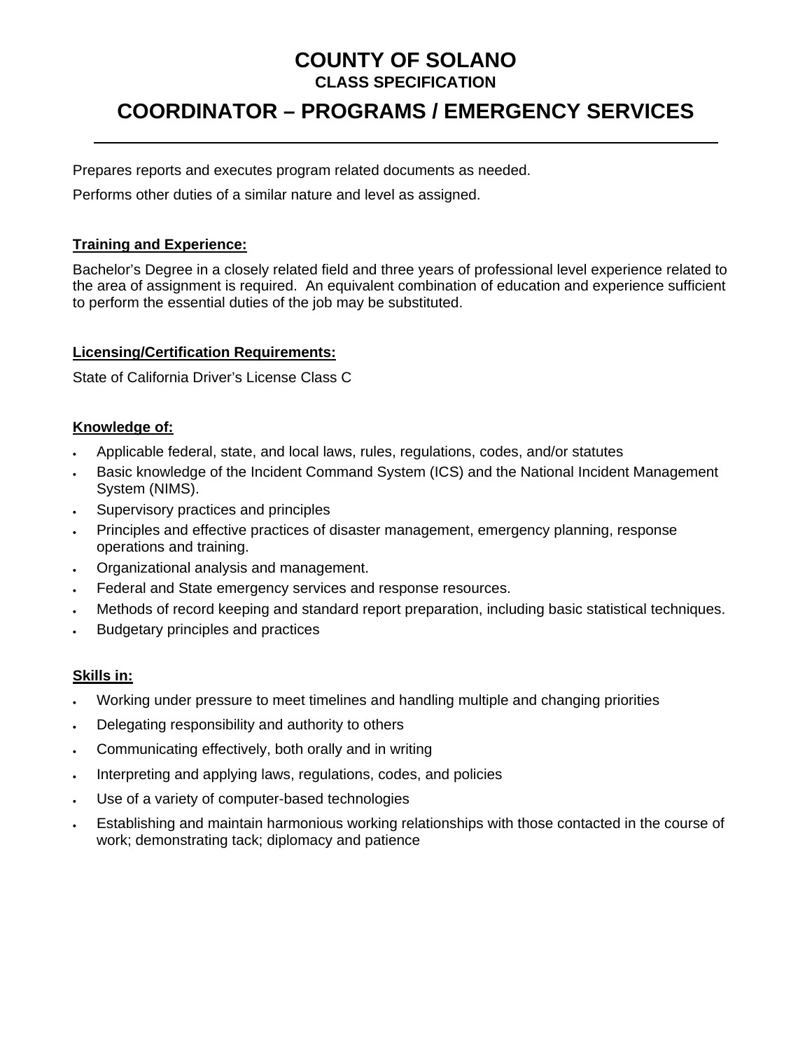# COUNTY OF SOLANO

**CLASS SPECIFICATION**

## COORDINATOR – PROGRAMS / EMERGENCY SERVICES

Prepares reports and executes program related documents as needed.

Performs other duties of a similar nature and level as assigned.

**Training and Experience:**

Bachelor's Degree in a closely related field and three years of professional level experience related to the area of assignment is required. An equivalent combination of education and experience sufficient to perform the essential duties of the job may be substituted.

**Licensing/Certification Requirements:**

State of California Driver's License Class C

**Knowledge of:**

- Applicable federal, state, and local laws, rules, regulations, codes, and/or statutes
- Basic knowledge of the Incident Command System (ICS) and the National Incident Management System (NIMS).
- Supervisory practices and principles
- Principles and effective practices of disaster management, emergency planning, response operations and training.
- Organizational analysis and management.
- Federal and State emergency services and response resources.
- Methods of record keeping and standard report preparation, including basic statistical techniques.
- Budgetary principles and practices

**Skills in:**

- Working under pressure to meet timelines and handling multiple and changing priorities
- Delegating responsibility and authority to others
- Communicating effectively, both orally and in writing
- Interpreting and applying laws, regulations, codes, and policies
- Use of a variety of computer-based technologies
- Establishing and maintain harmonious working relationships with those contacted in the course of work; demonstrating tack; diplomacy and patience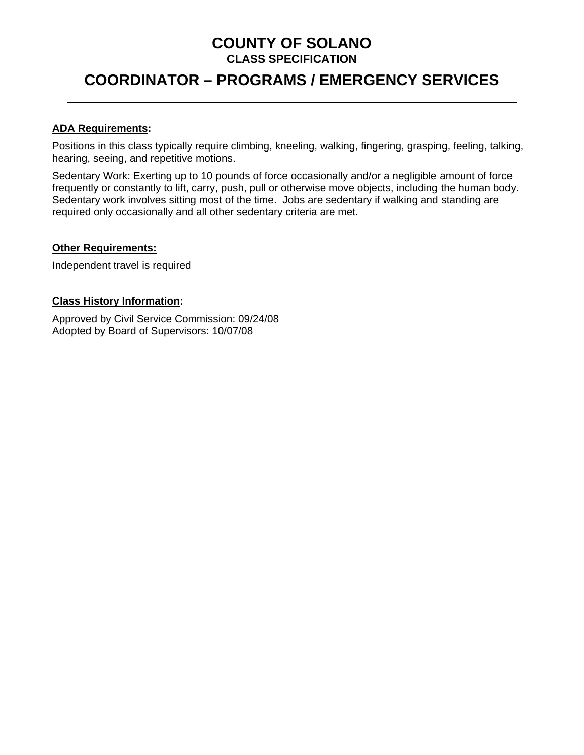# COUNTY OF SOLANO
### CLASS SPECIFICATION

## COORDINATOR – PROGRAMS / EMERGENCY SERVICES

---

**ADA Requirements:**

Positions in this class typically require climbing, kneeling, walking, fingering, grasping, feeling, talking, hearing, seeing, and repetitive motions.

Sedentary Work: Exerting up to 10 pounds of force occasionally and/or a negligible amount of force frequently or constantly to lift, carry, push, pull or otherwise move objects, including the human body. Sedentary work involves sitting most of the time. Jobs are sedentary if walking and standing are required only occasionally and all other sedentary criteria are met.

**Other Requirements:**

Independent travel is required

**Class History Information:**

Approved by Civil Service Commission: 09/24/08
Adopted by Board of Supervisors: 10/07/08